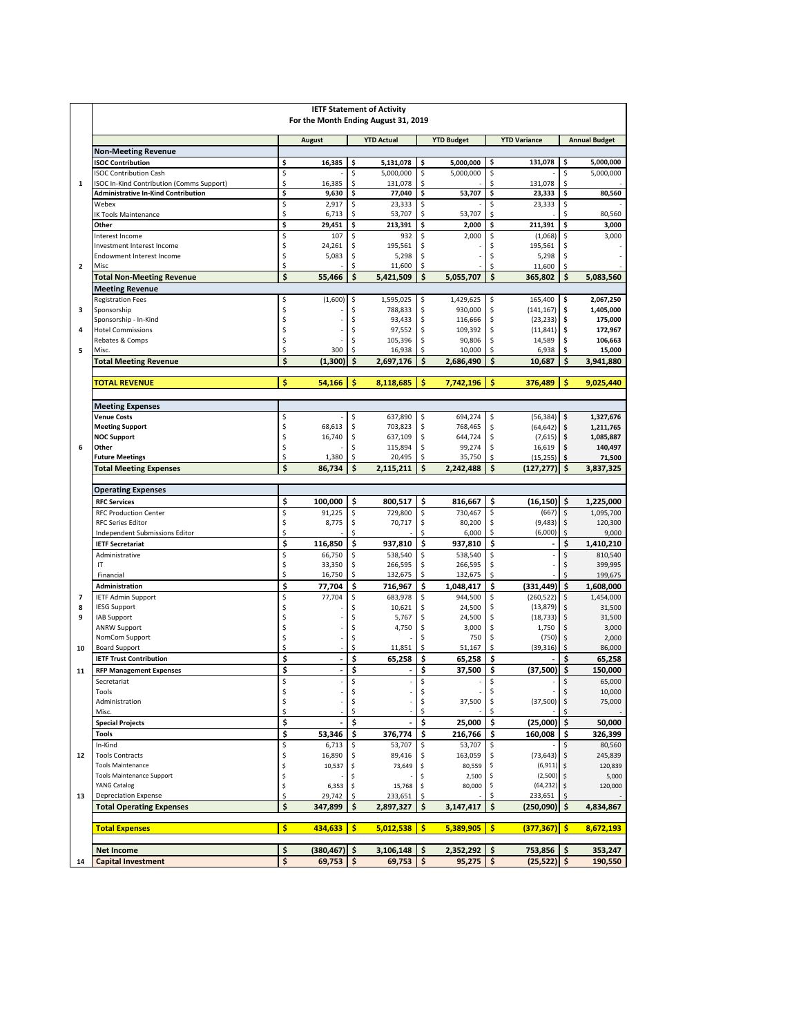**IETF Statement of Activity**
**For the Month Ending August 31, 2019**

| | | August | YTD Actual | YTD Budget | YTD Variance | Annual Budget |
|---|---|---|---|---|---|---|
| | **Non-Meeting Revenue** | | | | | |
| | **ISOC Contribution** | **$ 16,385** | **$ 5,131,078** | **$ 5,000,000** | **$ 131,078** | **$ 5,000,000** |
| | ISOC Contribution Cash | $ - | $ 5,000,000 | $ 5,000,000 | $ - | $ 5,000,000 |
| 1 | ISOC In-Kind Contribution (Comms Support) | $ 16,385 | $ 131,078 | $ - | $ 131,078 | $ - |
| | **Administrative In-Kind Contribution** | **$ 9,630** | **$ 77,040** | **$ 53,707** | **$ 23,333** | **$ 80,560** |
| | Webex | $ 2,917 | $ 23,333 | $ - | $ 23,333 | $ - |
| | IK Tools Maintenance | $ 6,713 | $ 53,707 | $ 53,707 | $ - | $ 80,560 |
| | **Other** | **$ 29,451** | **$ 213,391** | **$ 2,000** | **$ 211,391** | **$ 3,000** |
| | Interest Income | $ 107 | $ 932 | $ 2,000 | $ (1,068) | $ 3,000 |
| | Investment Interest Income | $ 24,261 | $ 195,561 | $ - | $ 195,561 | $ - |
| | Endowment Interest Income | $ 5,083 | $ 5,298 | $ - | $ 5,298 | $ - |
| 2 | Misc | $ - | $ 11,600 | $ - | $ 11,600 | $ - |
| | **Total Non-Meeting Revenue** | **$ 55,466** | **$ 5,421,509** | **$ 5,055,707** | **$ 365,802** | **$ 5,083,560** |
| | **Meeting Revenue** | | | | | |
| | Registration Fees | $ (1,600) | $ 1,595,025 | $ 1,429,625 | $ 165,400 | **$ 2,067,250** |
| 3 | Sponsorship | $ - | $ 788,833 | $ 930,000 | $ (141,167) | **$ 1,405,000** |
| | Sponsorship - In-Kind | $ - | $ 93,433 | $ 116,666 | $ (23,233) | **$ 175,000** |
| 4 | Hotel Commissions | $ - | $ 97,552 | $ 109,392 | $ (11,841) | **$ 172,967** |
| | Rebates & Comps | $ - | $ 105,396 | $ 90,806 | $ 14,589 | **$ 106,663** |
| 5 | Misc. | $ 300 | $ 16,938 | $ 10,000 | $ 6,938 | **$ 15,000** |
| | **Total Meeting Revenue** | **$ (1,300)** | **$ 2,697,176** | **$ 2,686,490** | **$ 10,687** | **$ 3,941,880** |
| | **TOTAL REVENUE** | **$ 54,166** | **$ 8,118,685** | **$ 7,742,196** | **$ 376,489** | **$ 9,025,440** |
| | **Meeting Expenses** | | | | | |
| | **Venue Costs** | $ - | $ 637,890 | $ 694,274 | $ (56,384) | **$ 1,327,676** |
| | **Meeting Support** | $ 68,613 | $ 703,823 | $ 768,465 | $ (64,642) | **$ 1,211,765** |
| | **NOC Support** | $ 16,740 | $ 637,109 | $ 644,724 | $ (7,615) | **$ 1,085,887** |
| 6 | **Other** | $ - | $ 115,894 | $ 99,274 | $ 16,619 | **$ 140,497** |
| | **Future Meetings** | $ 1,380 | $ 20,495 | $ 35,750 | $ (15,255) | **$ 71,500** |
| | **Total Meeting Expenses** | **$ 86,734** | **$ 2,115,211** | **$ 2,242,488** | **$ (127,277)** | **$ 3,837,325** |
| | **Operating Expenses** | | | | | |
| | **RFC Services** | **$ 100,000** | **$ 800,517** | **$ 816,667** | **$ (16,150)** | **$ 1,225,000** |
| | RFC Production Center | $ 91,225 | $ 729,800 | $ 730,467 | $ (667) | $ 1,095,700 |
| | RFC Series Editor | $ 8,775 | $ 70,717 | $ 80,200 | $ (9,483) | $ 120,300 |
| | Independent Submissions Editor | $ - | $ - | $ 6,000 | $ (6,000) | $ 9,000 |
| | **IETF Secretariat** | **$ 116,850** | **$ 937,810** | **$ 937,810** | **$ -** | **$ 1,410,210** |
| | Administrative | $ 66,750 | $ 538,540 | $ 538,540 | $ - | $ 810,540 |
| | IT | $ 33,350 | $ 266,595 | $ 266,595 | $ - | $ 399,995 |
| | Financial | $ 16,750 | $ 132,675 | $ 132,675 | $ - | $ 199,675 |
| | **Administration** | **$ 77,704** | **$ 716,967** | **$ 1,048,417** | **$ (331,449)** | **$ 1,608,000** |
| 7 | IETF Admin Support | $ 77,704 | $ 683,978 | $ 944,500 | $ (260,522) | $ 1,454,000 |
| 8 | IESG Support | $ - | $ 10,621 | $ 24,500 | $ (13,879) | $ 31,500 |
| 9 | IAB Support | $ - | $ 5,767 | $ 24,500 | $ (18,733) | $ 31,500 |
| | ANRW Support | $ - | $ 4,750 | $ 3,000 | $ 1,750 | $ 3,000 |
| | NomCom Support | $ - | $ - | $ 750 | $ (750) | $ 2,000 |
| 10 | Board Support | $ - | $ 11,851 | $ 51,167 | $ (39,316) | $ 86,000 |
| | **IETF Trust Contribution** | **$ -** | **$ 65,258** | **$ 65,258** | **$ -** | **$ 65,258** |
| 11 | **RFP Management Expenses** | **$ -** | **$ -** | **$ 37,500** | **$ (37,500)** | **$ 150,000** |
| | Secretariat | $ - | $ - | $ - | $ - | $ 65,000 |
| | Tools | $ - | $ - | $ - | $ - | $ 10,000 |
| | Administration | $ - | $ - | $ 37,500 | $ (37,500) | $ 75,000 |
| | Misc. | $ - | $ - | $ - | $ - | $ - |
| | **Special Projects** | **$ -** | **$ -** | **$ 25,000** | **$ (25,000)** | **$ 50,000** |
| | **Tools** | **$ 53,346** | **$ 376,774** | **$ 216,766** | **$ 160,008** | **$ 326,399** |
| | In-Kind | $ 6,713 | $ 53,707 | $ 53,707 | $ - | $ 80,560 |
| 12 | Tools Contracts | $ 16,890 | $ 89,416 | $ 163,059 | $ (73,643) | $ 245,839 |
| | Tools Maintenance | $ 10,537 | $ 73,649 | $ 80,559 | $ (6,911) | $ 120,839 |
| | Tools Maintenance Support | $ - | $ - | $ 2,500 | $ (2,500) | $ 5,000 |
| | YANG Catalog | $ 6,353 | $ 15,768 | $ 80,000 | $ (64,232) | $ 120,000 |
| 13 | Depreciation Expense | $ 29,742 | $ 233,651 | $ - | $ 233,651 | $ - |
| | **Total Operating Expenses** | **$ 347,899** | **$ 2,897,327** | **$ 3,147,417** | **$ (250,090)** | **$ 4,834,867** |
| | **Total Expenses** | **$ 434,633** | **$ 5,012,538** | **$ 5,389,905** | **$ (377,367)** | **$ 8,672,193** |
| | **Net Income** | **$ (380,467)** | **$ 3,106,148** | **$ 2,352,292** | **$ 753,856** | **$ 353,247** |
| 14 | **Capital Investment** | **$ 69,753** | **$ 69,753** | **$ 95,275** | **$ (25,522)** | **$ 190,550** |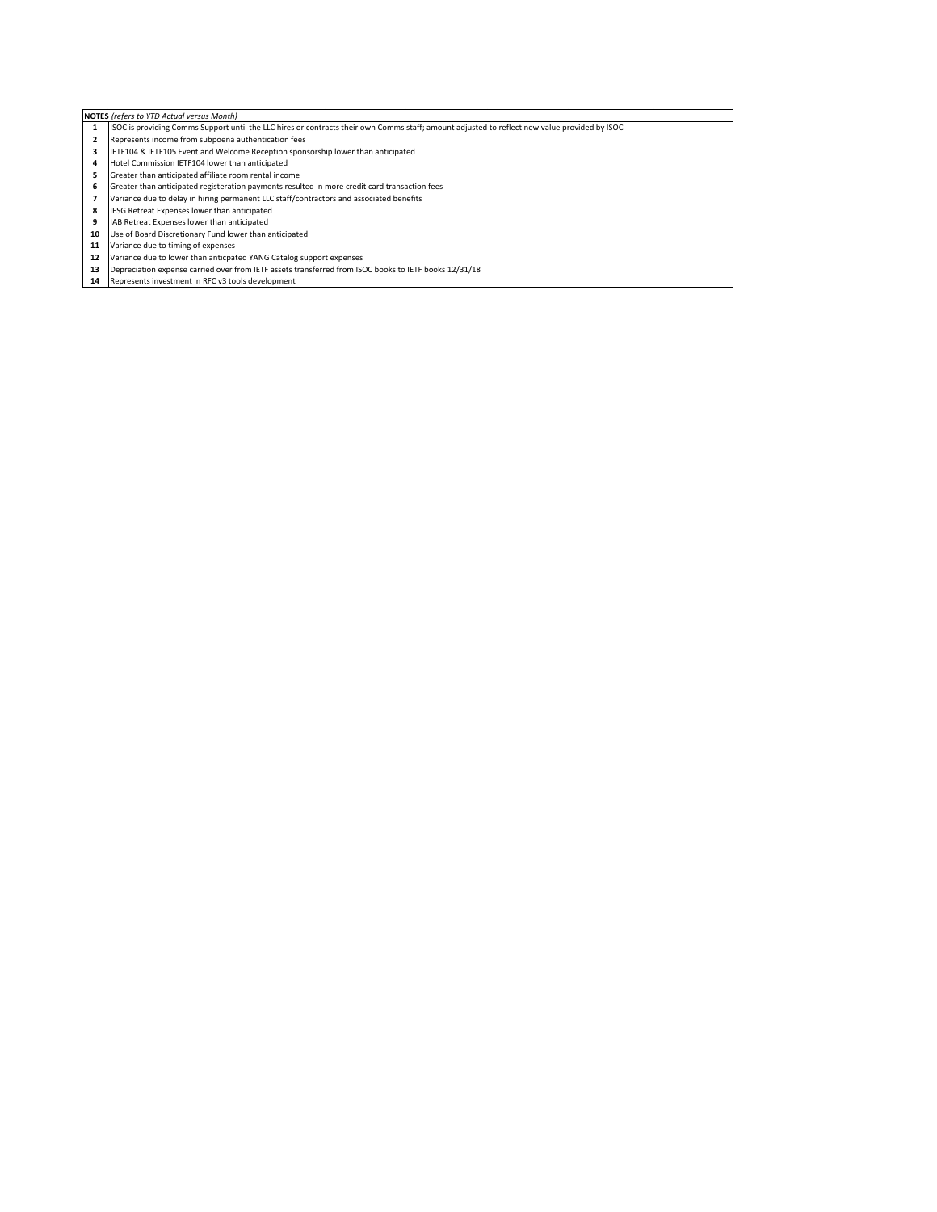| | |
|---|---|
| **NOTES** *(refers to YTD Actual versus Month)* | |
| **1** | ISOC is providing Comms Support until the LLC hires or contracts their own Comms staff; amount adjusted to reflect new value provided by ISOC |
| **2** | Represents income from subpoena authentication fees |
| **3** | IETF104 & IETF105 Event and Welcome Reception sponsorship lower than anticipated |
| **4** | Hotel Commission IETF104 lower than anticipated |
| **5** | Greater than anticipated affiliate room rental income |
| **6** | Greater than anticipated registeration payments resulted in more credit card transaction fees |
| **7** | Variance due to delay in hiring permanent LLC staff/contractors and associated benefits |
| **8** | IESG Retreat Expenses lower than anticipated |
| **9** | IAB Retreat Expenses lower than anticipated |
| **10** | Use of Board Discretionary Fund lower than anticipated |
| **11** | Variance due to timing of expenses |
| **12** | Variance due to lower than anticpated YANG Catalog support expenses |
| **13** | Depreciation expense carried over from IETF assets transferred from ISOC books to IETF books 12/31/18 |
| **14** | Represents investment in RFC v3 tools development |